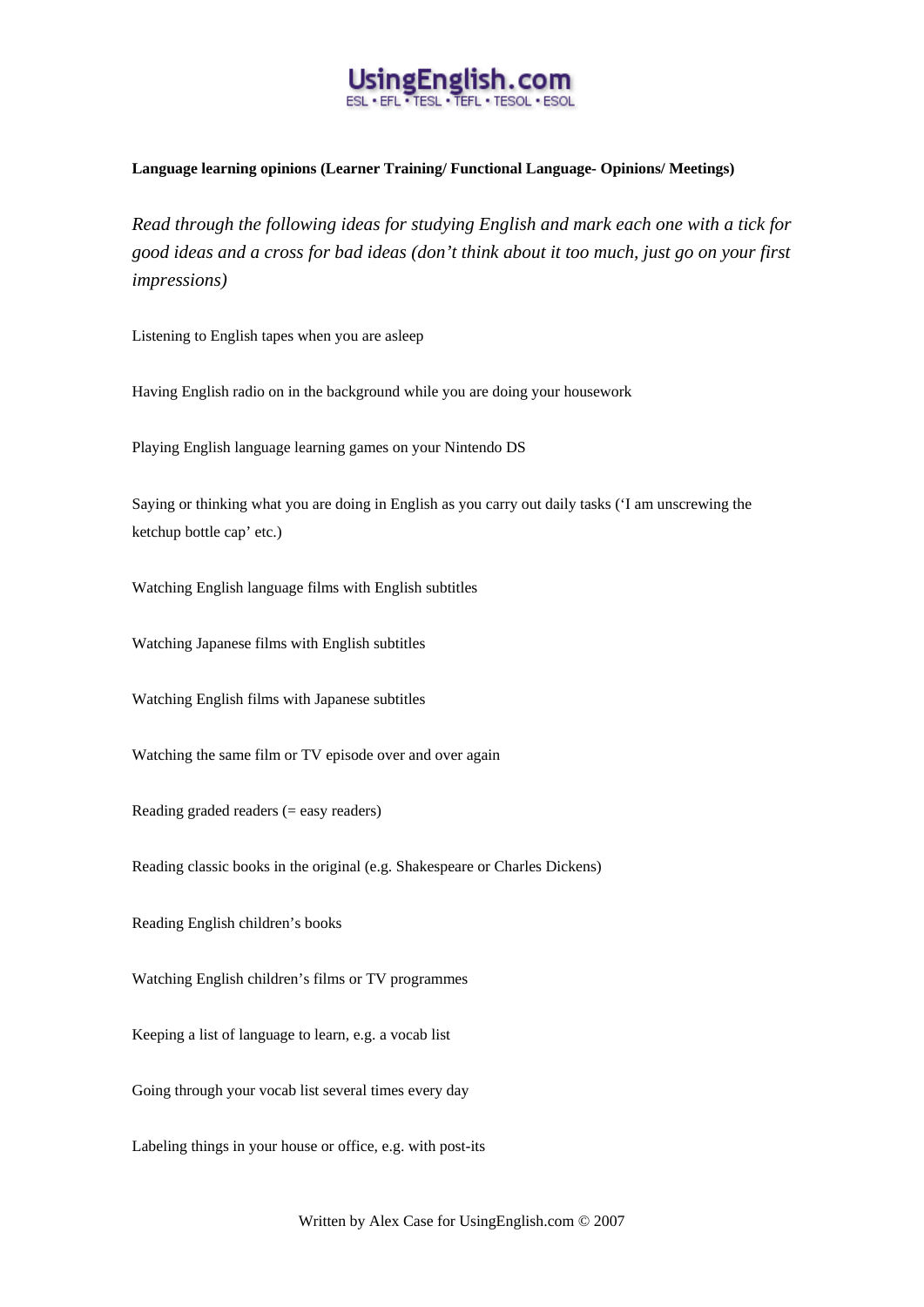**Language learning opinions (Learner Training/ Functional Language- Opinions/ Meetings)**

*Read through the following ideas for studying English and mark each one with a tick for good ideas and a cross for bad ideas (don't think about it too much, just go on your first impressions)*

Listening to English tapes when you are asleep

Having English radio on in the background while you are doing your housework

Playing English language learning games on your Nintendo DS

Saying or thinking what you are doing in English as you carry out daily tasks ('I am unscrewing the ketchup bottle cap' etc.)

Watching English language films with English subtitles

Watching Japanese films with English subtitles

Watching English films with Japanese subtitles

Watching the same film or TV episode over and over again

Reading graded readers (= easy readers)

Reading classic books in the original (e.g. Shakespeare or Charles Dickens)

Reading English children's books

Watching English children's films or TV programmes

Keeping a list of language to learn, e.g. a vocab list

Going through your vocab list several times every day

Labeling things in your house or office, e.g. with post-its

Written by Alex Case for UsingEnglish.com © 2007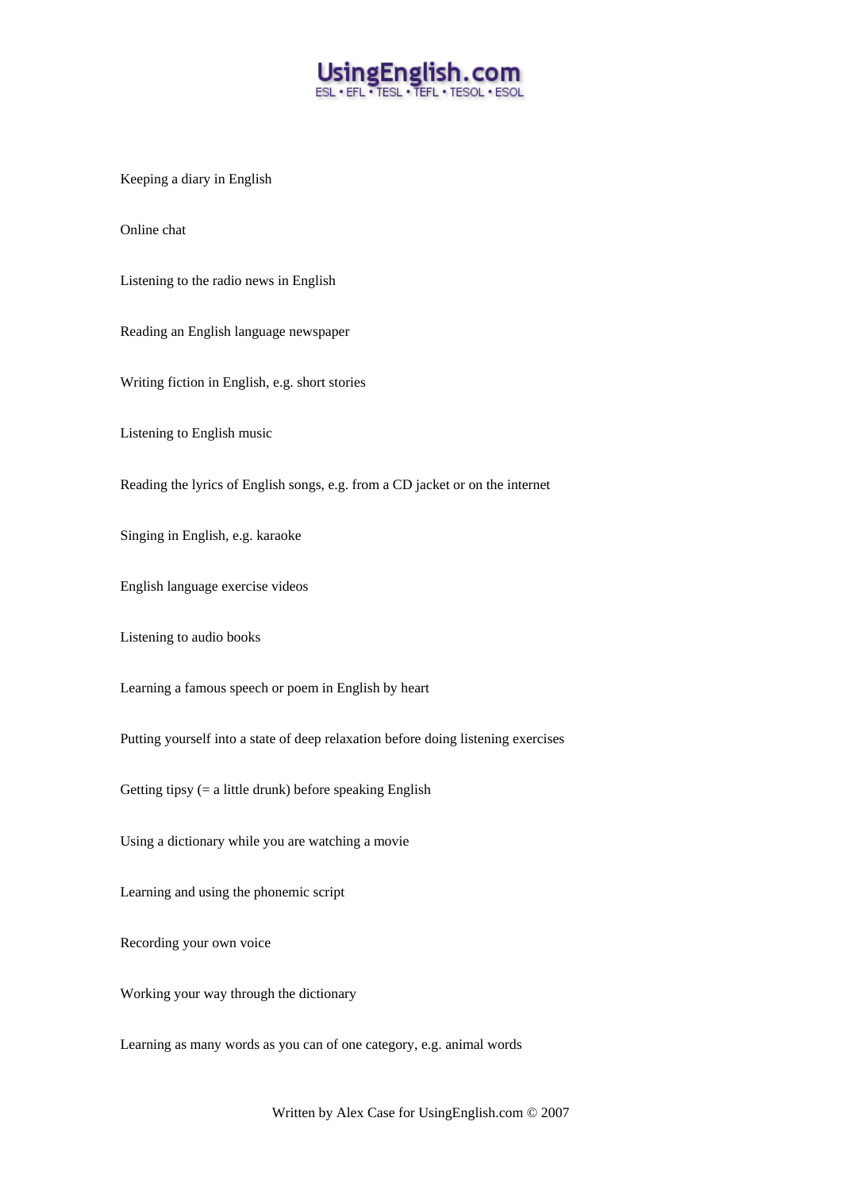Keeping a diary in English

Online chat

Listening to the radio news in English

Reading an English language newspaper

Writing fiction in English, e.g. short stories

Listening to English music

Reading the lyrics of English songs, e.g. from a CD jacket or on the internet

Singing in English, e.g. karaoke

English language exercise videos

Listening to audio books

Learning a famous speech or poem in English by heart

Putting yourself into a state of deep relaxation before doing listening exercises

Getting tipsy (= a little drunk) before speaking English

Using a dictionary while you are watching a movie

Learning and using the phonemic script

Recording your own voice

Working your way through the dictionary

Learning as many words as you can of one category, e.g. animal words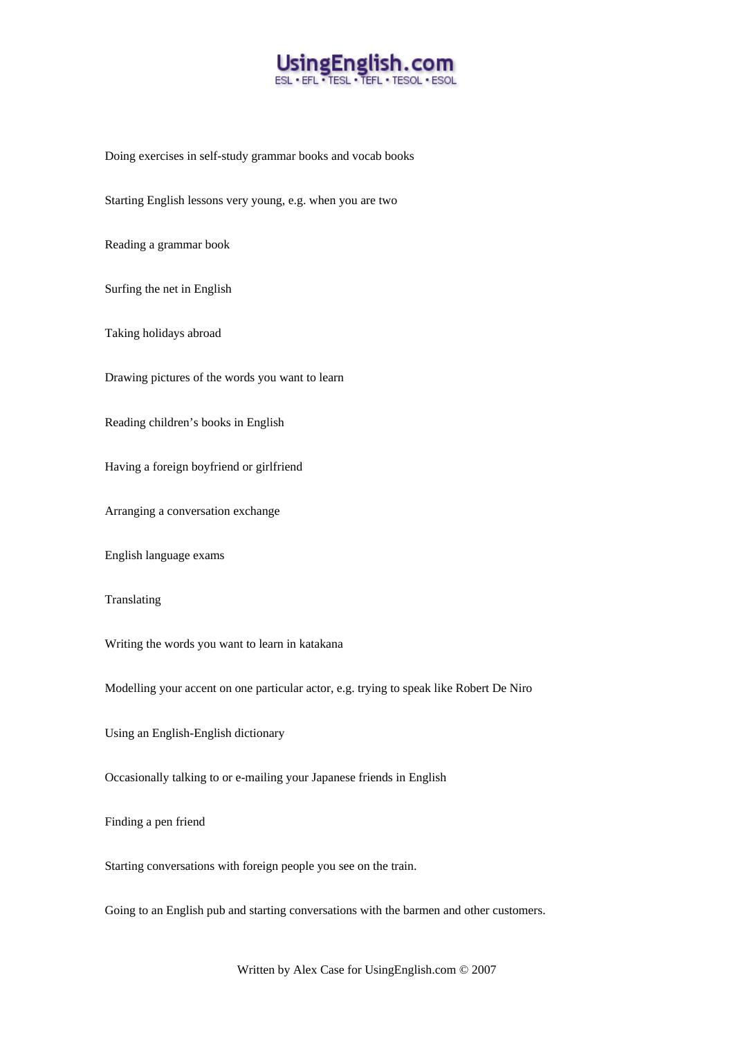Doing exercises in self-study grammar books and vocab books

Starting English lessons very young, e.g. when you are two

Reading a grammar book

Surfing the net in English

Taking holidays abroad

Drawing pictures of the words you want to learn

Reading children's books in English

Having a foreign boyfriend or girlfriend

Arranging a conversation exchange

English language exams

Translating

Writing the words you want to learn in katakana

Modelling your accent on one particular actor, e.g. trying to speak like Robert De Niro

Using an English-English dictionary

Occasionally talking to or e-mailing your Japanese friends in English

Finding a pen friend

Starting conversations with foreign people you see on the train.

Going to an English pub and starting conversations with the barmen and other customers.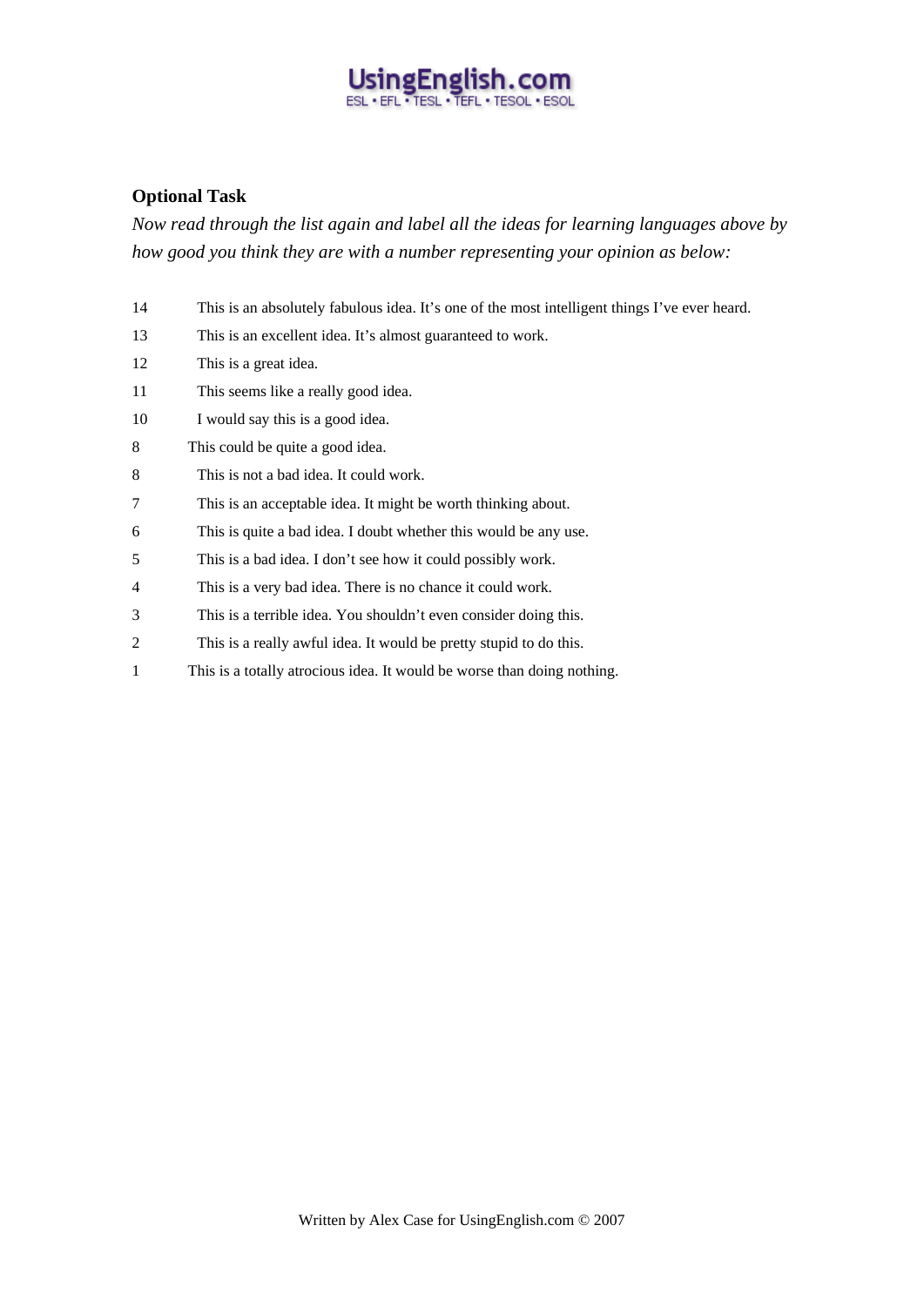## Optional Task

*Now read through the list again and label all the ideas for learning languages above by how good you think they are with a number representing your opinion as below:*

14 This is an absolutely fabulous idea. It's one of the most intelligent things I've ever heard.

13 This is an excellent idea. It's almost guaranteed to work.

12 This is a great idea.

11 This seems like a really good idea.

10 I would say this is a good idea.

8 This could be quite a good idea.

8 This is not a bad idea. It could work.

7 This is an acceptable idea. It might be worth thinking about.

6 This is quite a bad idea. I doubt whether this would be any use.

5 This is a bad idea. I don't see how it could possibly work.

4 This is a very bad idea. There is no chance it could work.

3 This is a terrible idea. You shouldn't even consider doing this.

2 This is a really awful idea. It would be pretty stupid to do this.

1 This is a totally atrocious idea. It would be worse than doing nothing.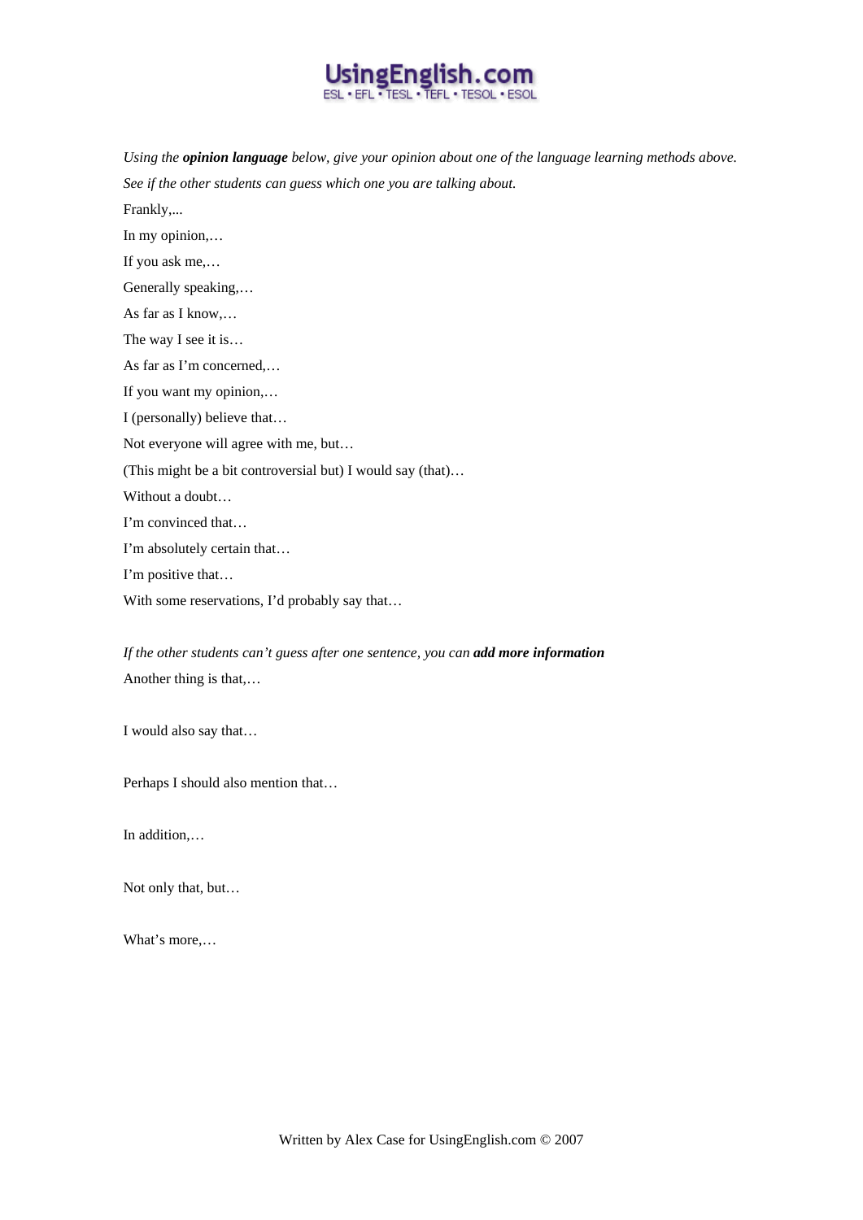*Using the **opinion language** below, give your opinion about one of the language learning methods above. See if the other students can guess which one you are talking about.*

Frankly,...

In my opinion,…

If you ask me,…

Generally speaking,…

As far as I know,…

The way I see it is…

As far as I'm concerned,…

If you want my opinion,…

I (personally) believe that…

Not everyone will agree with me, but…

(This might be a bit controversial but) I would say (that)…

Without a doubt…

I'm convinced that…

I'm absolutely certain that…

I'm positive that…

With some reservations, I'd probably say that…

*If the other students can't guess after one sentence, you can **add more information***

Another thing is that,…

I would also say that…

Perhaps I should also mention that…

In addition,…

Not only that, but…

What's more,…

Written by Alex Case for UsingEnglish.com © 2007